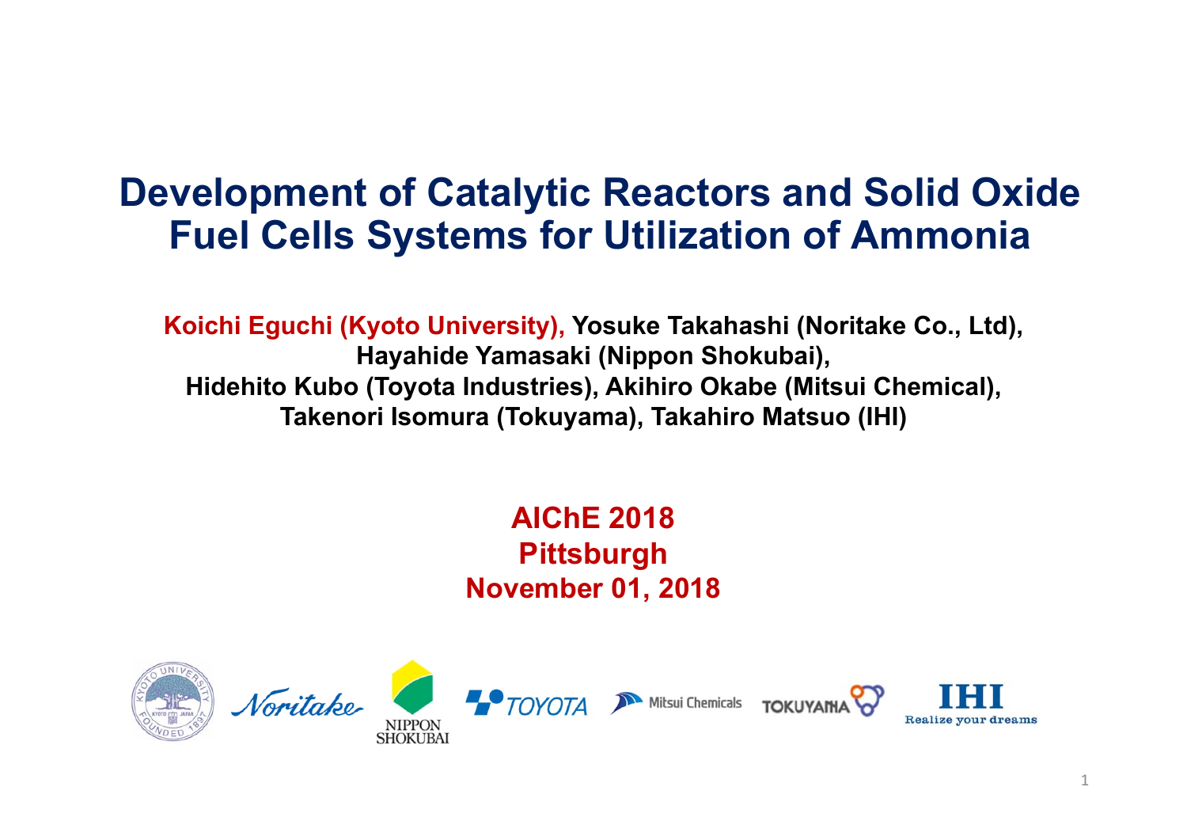# Development of Catalytic Reactors and Solid Oxide Fuel Cells Systems for Utilization of Ammonia

**Koichi Eguchi (Kyoto University), Yosuke Takahashi (Noritake Co., Ltd), Hayahide Yamasaki (Nippon Shokubai), Hidehito Kubo (Toyota Industries), Akihiro Okabe (Mitsui Chemical), Takenori Isomura (Tokuyama), Takahiro Matsuo (IHI)**

**AIChE 2018**
**Pittsburgh**
**November 01, 2018**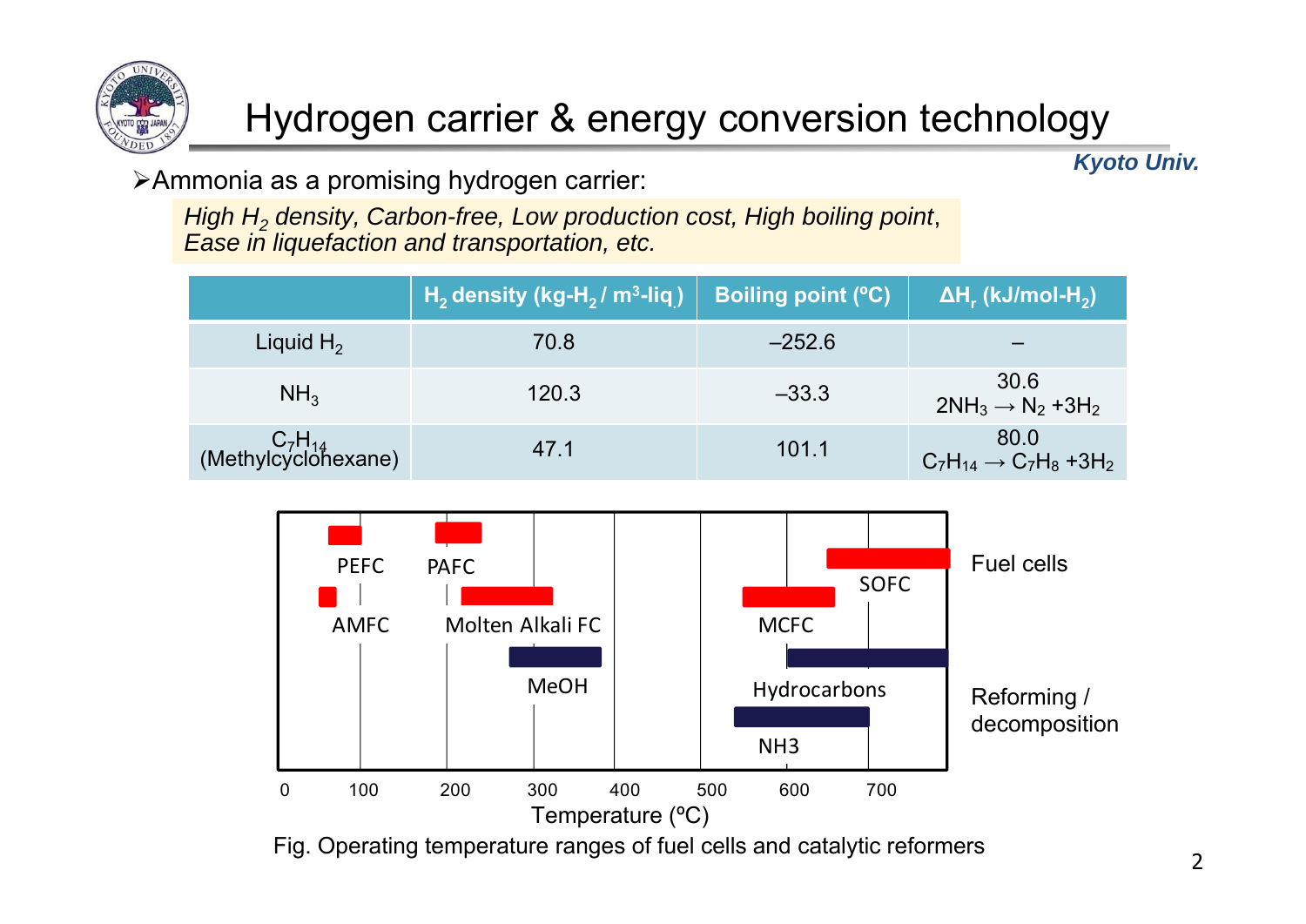# Hydrogen carrier & energy conversion technology

**Kyoto Univ.**

- Ammonia as a promising hydrogen carrier:

  *High $H_2$ density, Carbon-free, Low production cost, High boiling point, Ease in liquefaction and transportation, etc.*

| | $H_2$ density (kg-$H_2$ / $m^3$-liq.) | Boiling point (ºC) | $\Delta H_r$ (kJ/mol-$H_2$) |
|---|---|---|---|
| Liquid $H_2$ | 70.8 | –252.6 | – |
| $NH_3$ | 120.3 | –33.3 | 30.6 $2NH_3 \rightarrow N_2 + 3H_2$ |
| $C_7H_{14}$ (Methylcyclohexane) | 47.1 | 101.1 | 80.0 $C_7H_{14} \rightarrow C_7H_8 + 3H_2$ |

Fuel cells: PEFC, PAFC, AMFC, Molten Alkali FC, MCFC, SOFC

Reforming / decomposition: MeOH, Hydrocarbons, NH3

Temperature (ºC): 0, 100, 200, 300, 400, 500, 600, 700

Fig. Operating temperature ranges of fuel cells and catalytic reformers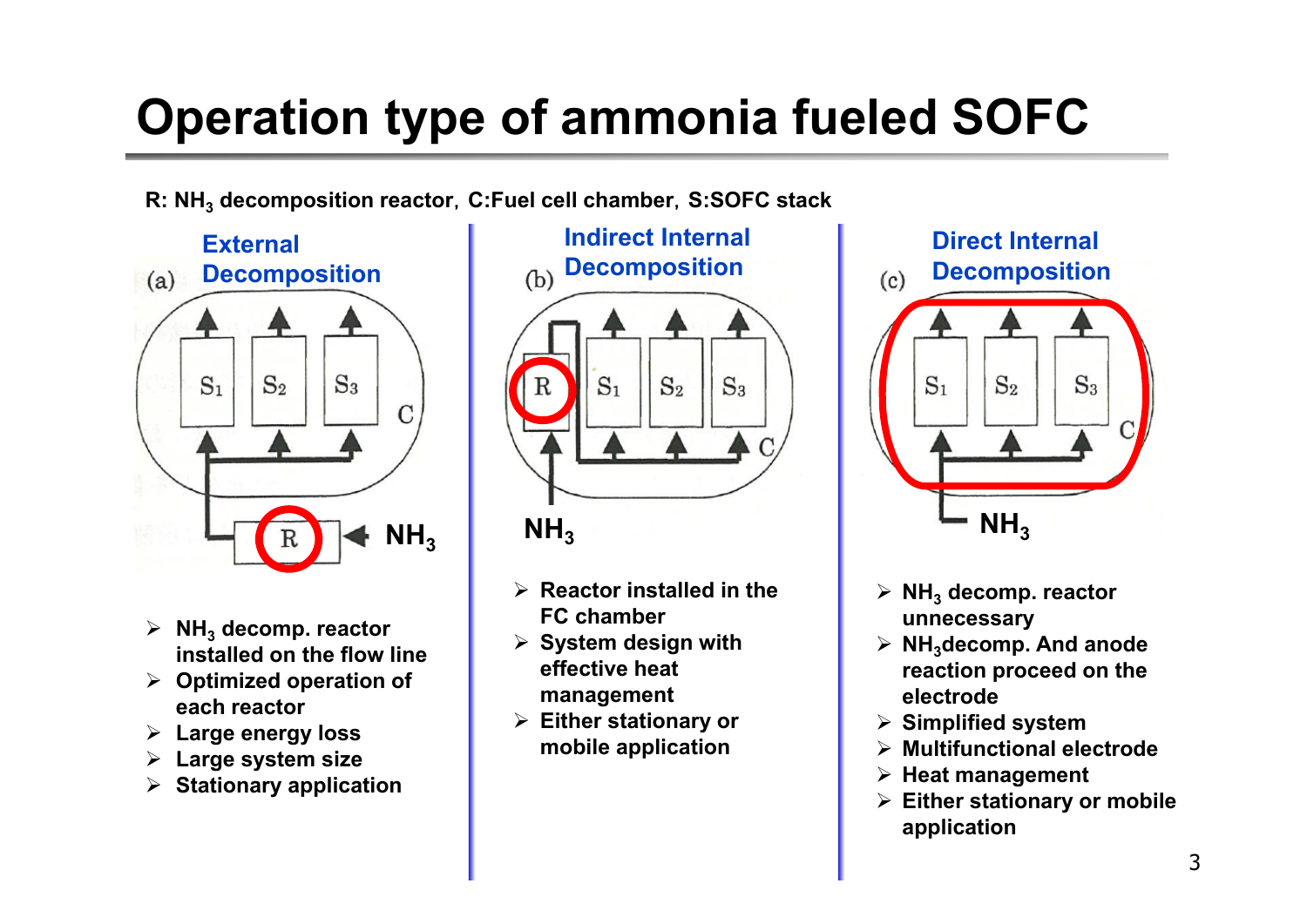# Operation type of ammonia fueled SOFC

**R: $NH_3$ decomposition reactor, C:Fuel cell chamber, S:SOFC stack**

## External Decomposition

(a)

S1 S2 S3

C

R

$NH_3$

- **$NH_3$ decomp. reactor installed on the flow line**
- **Optimized operation of each reactor**
- **Large energy loss**
- **Large system size**
- **Stationary application**

## Indirect Internal Decomposition

(b)

R S1 S2 S3

C

$NH_3$

- **Reactor installed in the FC chamber**
- **System design with effective heat management**
- **Either stationary or mobile application**

## Direct Internal Decomposition

(c)

S1 S2 S3

C

$NH_3$

- **$NH_3$ decomp. reactor unnecessary**
- **$NH_3$decomp. And anode reaction proceed on the electrode**
- **Simplified system**
- **Multifunctional electrode**
- **Heat management**
- **Either stationary or mobile application**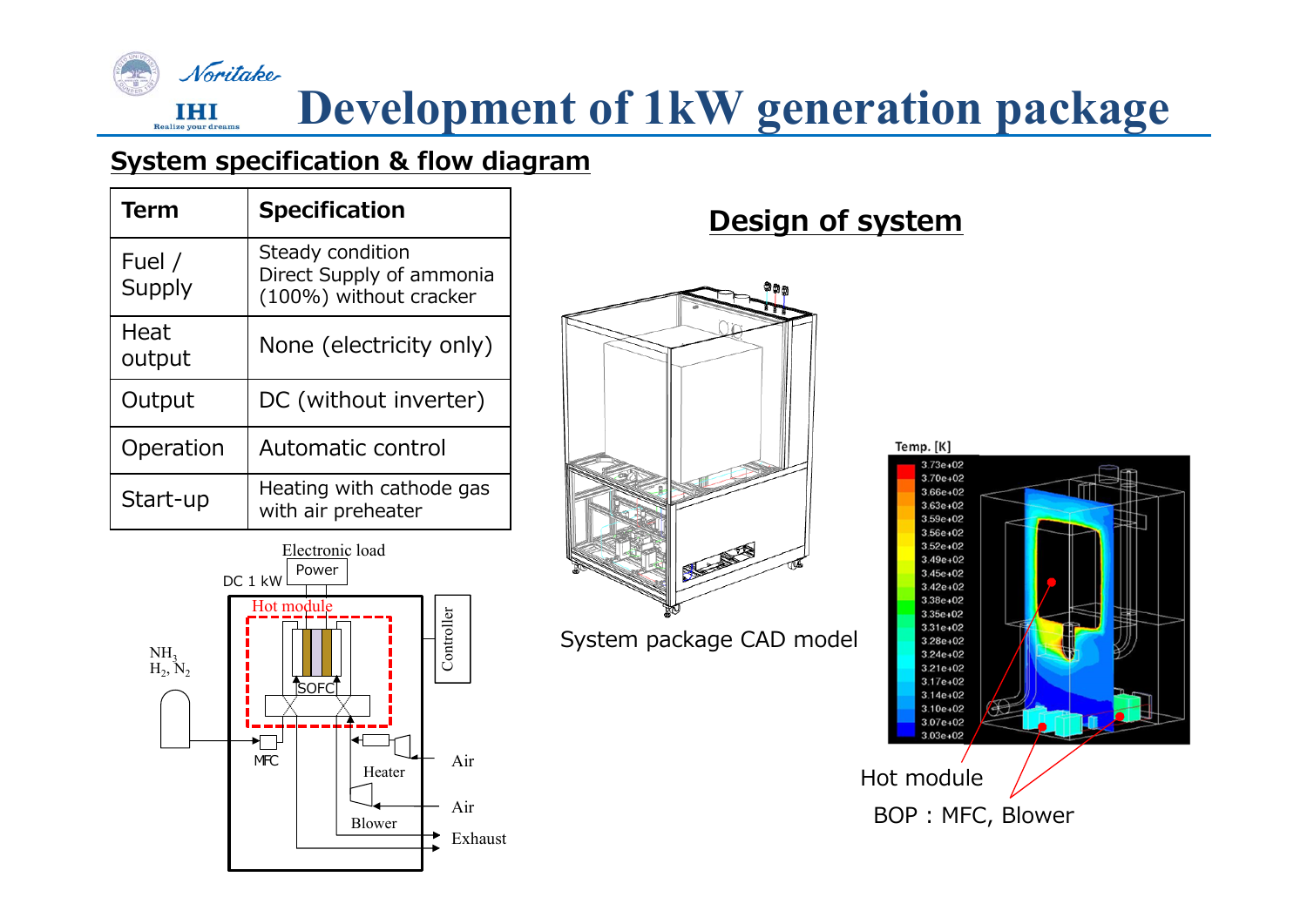# Development of 1kW generation package

## System specification & flow diagram

| Term | Specification |
|---|---|
| Fuel / Supply | Steady condition Direct Supply of ammonia (100%) without cracker |
| Heat output | None (electricity only) |
| Output | DC (without inverter) |
| Operation | Automatic control |
| Start-up | Heating with cathode gas with air preheater |

Electronic load
Power
DC 1 kW
Hot module
Controller
$NH_3$
$H_2$, $N_2$
SOFC
MFC
Heater
Air
Air
Blower
Exhaust

## Design of system

System package CAD model

Temp. [K]
3.73e+02
3.70e+02
3.66e+02
3.63e+02
3.59e+02
3.56e+02
3.52e+02
3.49e+02
3.45e+02
3.42e+02
3.38e+02
3.35e+02
3.31e+02
3.28e+02
3.24e+02
3.21e+02
3.17e+02
3.14e+02
3.10e+02
3.07e+02
3.03e+02

Hot module

BOP：MFC, Blower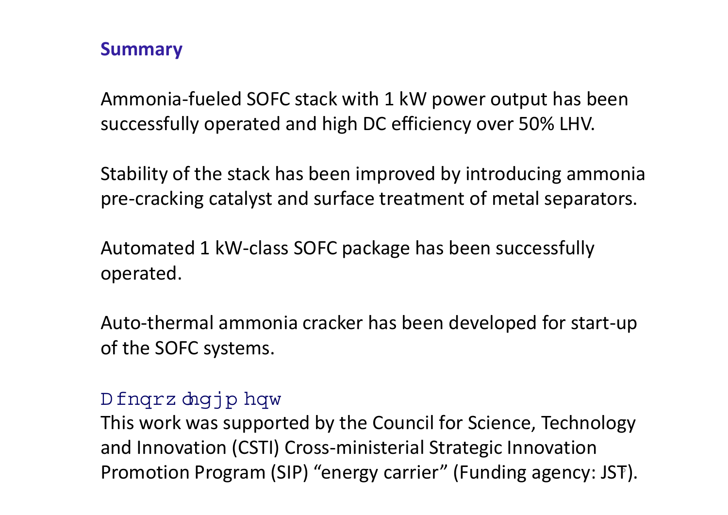## Summary

Ammonia-fueled SOFC stack with 1 kW power output has been successfully operated and high DC efficiency over 50% LHV.

Stability of the stack has been improved by introducing ammonia pre-cracking catalyst and surface treatment of metal separators.

Automated 1 kW-class SOFC package has been successfully operated.

Auto-thermal ammonia cracker has been developed for start-up of the SOFC systems.

D fnqrz dngjp hqw

This work was supported by the Council for Science, Technology and Innovation (CSTI) Cross-ministerial Strategic Innovation Promotion Program (SIP) “energy carrier” (Funding agency: JST).